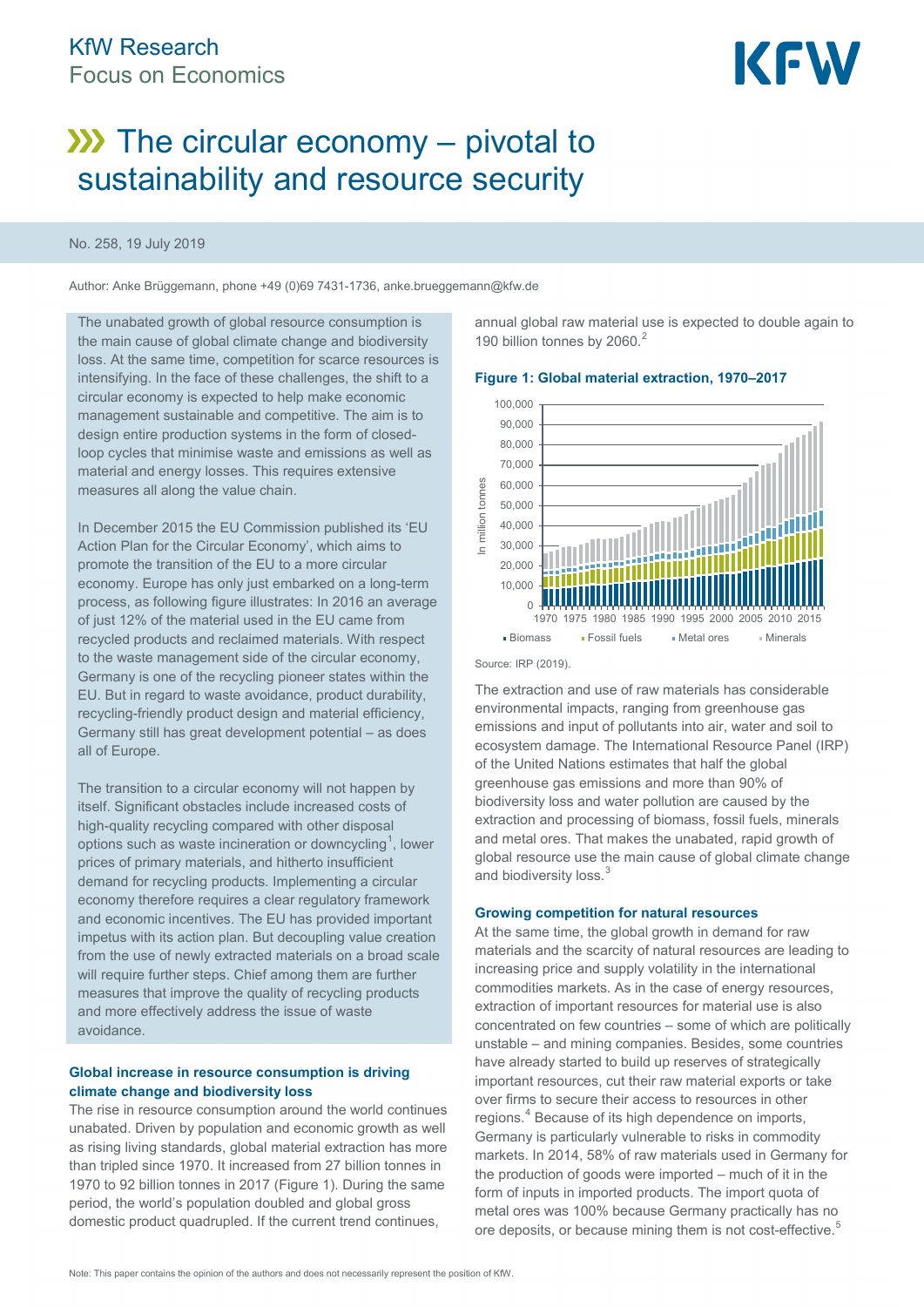KfW Research
Focus on Economics

# The circular economy – pivotal to sustainability and resource security

No. 258, 19 July 2019

Author: Anke Brüggemann, phone +49 (0)69 7431-1736, anke.brueggemann@kfw.de

The unabated growth of global resource consumption is the main cause of global climate change and biodiversity loss. At the same time, competition for scarce resources is intensifying. In the face of these challenges, the shift to a circular economy is expected to help make economic management sustainable and competitive. The aim is to design entire production systems in the form of closed-loop cycles that minimise waste and emissions as well as material and energy losses. This requires extensive measures all along the value chain.

In December 2015 the EU Commission published its 'EU Action Plan for the Circular Economy', which aims to promote the transition of the EU to a more circular economy. Europe has only just embarked on a long-term process, as following figure illustrates: In 2016 an average of just 12% of the material used in the EU came from recycled products and reclaimed materials. With respect to the waste management side of the circular economy, Germany is one of the recycling pioneer states within the EU. But in regard to waste avoidance, product durability, recycling-friendly product design and material efficiency, Germany still has great development potential – as does all of Europe.

The transition to a circular economy will not happen by itself. Significant obstacles include increased costs of high-quality recycling compared with other disposal options such as waste incineration or downcycling[1], lower prices of primary materials, and hitherto insufficient demand for recycling products. Implementing a circular economy therefore requires a clear regulatory framework and economic incentives. The EU has provided important impetus with its action plan. But decoupling value creation from the use of newly extracted materials on a broad scale will require further steps. Chief among them are further measures that improve the quality of recycling products and more effectively address the issue of waste avoidance.

## Global increase in resource consumption is driving climate change and biodiversity loss

The rise in resource consumption around the world continues unabated. Driven by population and economic growth as well as rising living standards, global material extraction has more than tripled since 1970. It increased from 27 billion tonnes in 1970 to 92 billion tonnes in 2017 (Figure 1). During the same period, the world's population doubled and global gross domestic product quadrupled. If the current trend continues, annual global raw material use is expected to double again to 190 billion tonnes by 2060.[2]

**Figure 1: Global material extraction, 1970–2017**

Source: IRP (2019).

The extraction and use of raw materials has considerable environmental impacts, ranging from greenhouse gas emissions and input of pollutants into air, water and soil to ecosystem damage. The International Resource Panel (IRP) of the United Nations estimates that half the global greenhouse gas emissions and more than 90% of biodiversity loss and water pollution are caused by the extraction and processing of biomass, fossil fuels, minerals and metal ores. That makes the unabated, rapid growth of global resource use the main cause of global climate change and biodiversity loss.[3]

## Growing competition for natural resources

At the same time, the global growth in demand for raw materials and the scarcity of natural resources are leading to increasing price and supply volatility in the international commodities markets. As in the case of energy resources, extraction of important resources for material use is also concentrated on few countries – some of which are politically unstable – and mining companies. Besides, some countries have already started to build up reserves of strategically important resources, cut their raw material exports or take over firms to secure their access to resources in other regions.[4] Because of its high dependence on imports, Germany is particularly vulnerable to risks in commodity markets. In 2014, 58% of raw materials used in Germany for the production of goods were imported – much of it in the form of inputs in imported products. The import quota of metal ores was 100% because Germany practically has no ore deposits, or because mining them is not cost-effective.[5]

Note: This paper contains the opinion of the authors and does not necessarily represent the position of KfW.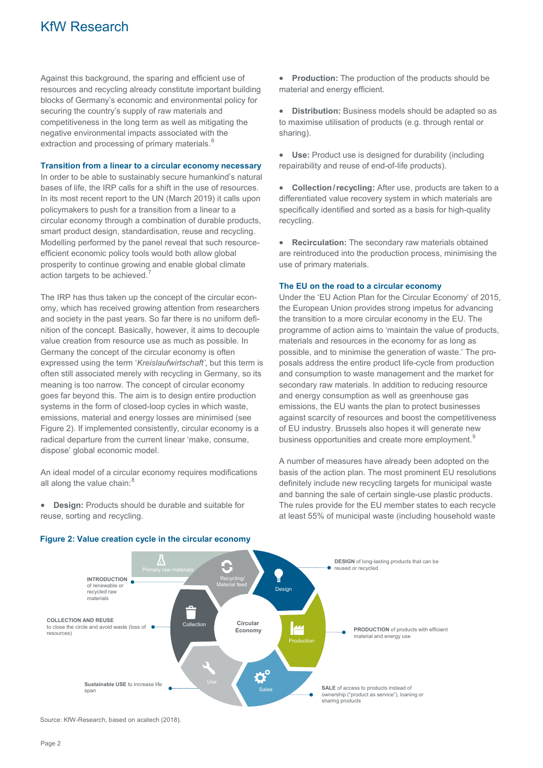Against this background, the sparing and efficient use of resources and recycling already constitute important building blocks of Germany's economic and environmental policy for securing the country's supply of raw materials and competitiveness in the long term as well as mitigating the negative environmental impacts associated with the extraction and processing of primary materials.[6]

### Transition from a linear to a circular economy necessary

In order to be able to sustainably secure humankind's natural bases of life, the IRP calls for a shift in the use of resources. In its most recent report to the UN (March 2019) it calls upon policymakers to push for a transition from a linear to a circular economy through a combination of durable products, smart product design, standardisation, reuse and recycling. Modelling performed by the panel reveal that such resource-efficient economic policy tools would both allow global prosperity to continue growing and enable global climate action targets to be achieved.[7]

The IRP has thus taken up the concept of the circular economy, which has received growing attention from researchers and society in the past years. So far there is no uniform definition of the concept. Basically, however, it aims to decouple value creation from resource use as much as possible. In Germany the concept of the circular economy is often expressed using the term '*Kreislaufwirtschaft*', but this term is often still associated merely with recycling in Germany, so its meaning is too narrow. The concept of circular economy goes far beyond this. The aim is to design entire production systems in the form of closed-loop cycles in which waste, emissions, material and energy losses are minimised (see Figure 2). If implemented consistently, circular economy is a radical departure from the current linear 'make, consume, dispose' global economic model.

An ideal model of a circular economy requires modifications all along the value chain:[8]

- **Design:** Products should be durable and suitable for reuse, sorting and recycling.
- **Production:** The production of the products should be material and energy efficient.
- **Distribution:** Business models should be adapted so as to maximise utilisation of products (e.g. through rental or sharing).
- **Use:** Product use is designed for durability (including repairability and reuse of end-of-life products).
- **Collection / recycling:** After use, products are taken to a differentiated value recovery system in which materials are specifically identified and sorted as a basis for high-quality recycling.
- **Recirculation:** The secondary raw materials obtained are reintroduced into the production process, minimising the use of primary materials.

### The EU on the road to a circular economy

Under the 'EU Action Plan for the Circular Economy' of 2015, the European Union provides strong impetus for advancing the transition to a more circular economy in the EU. The programme of action aims to 'maintain the value of products, materials and resources in the economy for as long as possible, and to minimise the generation of waste.' The proposals address the entire product life-cycle from production and consumption to waste management and the market for secondary raw materials. In addition to reducing resource and energy consumption as well as greenhouse gas emissions, the EU wants the plan to protect businesses against scarcity of resources and boost the competitiveness of EU industry. Brussels also hopes it will generate new business opportunities and create more employment.[9]

A number of measures have already been adopted on the basis of the action plan. The most prominent EU resolutions definitely include new recycling targets for municipal waste and banning the sale of certain single-use plastic products. The rules provide for the EU member states to each recycle at least 55% of municipal waste (including household waste

**Figure 2: Value creation cycle in the circular economy**

Circular Economy

- Primary raw materials
- Recycling/ Material feed
- Design
- Production
- Sales
- Use
- Collection

**INTRODUCTION** of renewable or recycled raw materials

**COLLECTION AND REUSE** to close the circle and avoid waste (loss of resources)

**Sustainable USE** to increase life span

**DESIGN** of long-lasting products that can be reused or recycled

**PRODUCTION** of products with efficient material and energy use

**SALE** of access to products instead of ownership ("product as service"), loaning or sharing products

Source: KfW-Research, based on acatech (2018).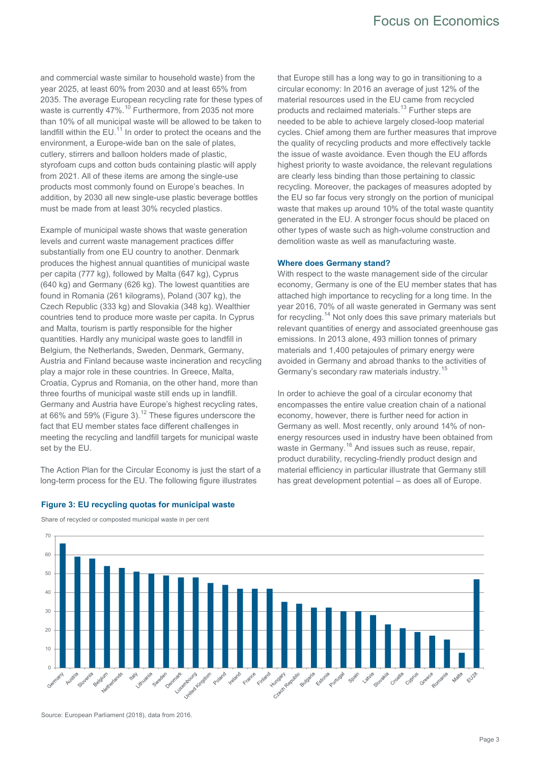and commercial waste similar to household waste) from the year 2025, at least 60% from 2030 and at least 65% from 2035. The average European recycling rate for these types of waste is currently 47%.[10] Furthermore, from 2035 not more than 10% of all municipal waste will be allowed to be taken to landfill within the EU.[11] In order to protect the oceans and the environment, a Europe-wide ban on the sale of plates, cutlery, stirrers and balloon holders made of plastic, styrofoam cups and cotton buds containing plastic will apply from 2021. All of these items are among the single-use products most commonly found on Europe's beaches. In addition, by 2030 all new single-use plastic beverage bottles must be made from at least 30% recycled plastics.

Example of municipal waste shows that waste generation levels and current waste management practices differ substantially from one EU country to another. Denmark produces the highest annual quantities of municipal waste per capita (777 kg), followed by Malta (647 kg), Cyprus (640 kg) and Germany (626 kg). The lowest quantities are found in Romania (261 kilograms), Poland (307 kg), the Czech Republic (333 kg) and Slovakia (348 kg). Wealthier countries tend to produce more waste per capita. In Cyprus and Malta, tourism is partly responsible for the higher quantities. Hardly any municipal waste goes to landfill in Belgium, the Netherlands, Sweden, Denmark, Germany, Austria and Finland because waste incineration and recycling play a major role in these countries. In Greece, Malta, Croatia, Cyprus and Romania, on the other hand, more than three fourths of municipal waste still ends up in landfill. Germany and Austria have Europe's highest recycling rates, at 66% and 59% (Figure 3).[12] These figures underscore the fact that EU member states face different challenges in meeting the recycling and landfill targets for municipal waste set by the EU.

The Action Plan for the Circular Economy is just the start of a long-term process for the EU. The following figure illustrates that Europe still has a long way to go in transitioning to a circular economy: In 2016 an average of just 12% of the material resources used in the EU came from recycled products and reclaimed materials.[13] Further steps are needed to be able to achieve largely closed-loop material cycles. Chief among them are further measures that improve the quality of recycling products and more effectively tackle the issue of waste avoidance. Even though the EU affords highest priority to waste avoidance, the relevant regulations are clearly less binding than those pertaining to classic recycling. Moreover, the packages of measures adopted by the EU so far focus very strongly on the portion of municipal waste that makes up around 10% of the total waste quantity generated in the EU. A stronger focus should be placed on other types of waste such as high-volume construction and demolition waste as well as manufacturing waste.

### Where does Germany stand?

With respect to the waste management side of the circular economy, Germany is one of the EU member states that has attached high importance to recycling for a long time. In the year 2016, 70% of all waste generated in Germany was sent for recycling.[14] Not only does this save primary materials but relevant quantities of energy and associated greenhouse gas emissions. In 2013 alone, 493 million tonnes of primary materials and 1,400 petajoules of primary energy were avoided in Germany and abroad thanks to the activities of Germany's secondary raw materials industry.[15]

In order to achieve the goal of a circular economy that encompasses the entire value creation chain of a national economy, however, there is further need for action in Germany as well. Most recently, only around 14% of non-energy resources used in industry have been obtained from waste in Germany.[16] And issues such as reuse, repair, product durability, recycling-friendly product design and material efficiency in particular illustrate that Germany still has great development potential – as does all of Europe.

**Figure 3: EU recycling quotas for municipal waste**

Share of recycled or composted municipal waste in per cent

| Country | Share (%) |
|---|---|
| Germany | 66 |
| Austria | 59 |
| Slovenia | 58 |
| Belgium | 54 |
| Netherlands | 53 |
| Italy | 51 |
| Lithuania | 50 |
| Sweden | 49 |
| Denmark | 48 |
| Luxembourg | 48 |
| United Kingdom | 45 |
| Poland | 44 |
| Ireland | 42 |
| France | 42 |
| Finland | 42 |
| Hungary | 35 |
| Czech Republic | 34 |
| Bulgaria | 32 |
| Estonia | 32 |
| Portugal | 30 |
| Spain | 30 |
| Latvia | 28 |
| Slovakia | 23 |
| Croatia | 21 |
| Cyprus | 19 |
| Greece | 17 |
| Romania | 15 |
| Malta | 8 |
| EU28 | 47 |

Source: European Parliament (2018), data from 2016.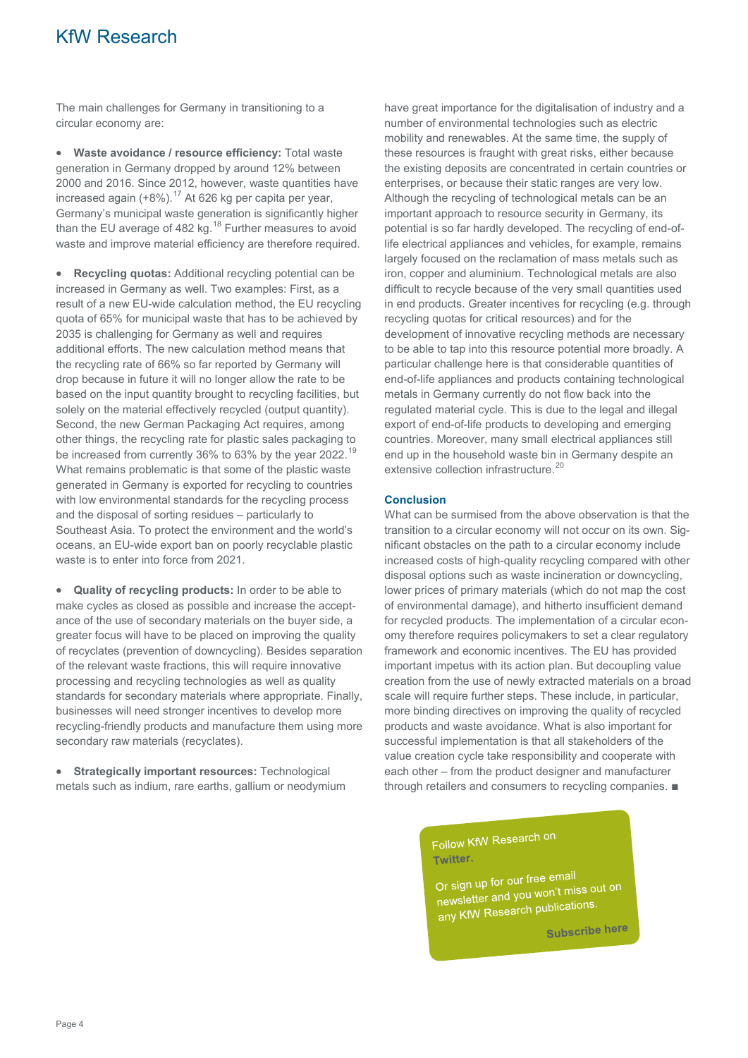The main challenges for Germany in transitioning to a circular economy are:

- **Waste avoidance / resource efficiency:** Total waste generation in Germany dropped by around 12% between 2000 and 2016. Since 2012, however, waste quantities have increased again (+8%).[17] At 626 kg per capita per year, Germany's municipal waste generation is significantly higher than the EU average of 482 kg.[18] Further measures to avoid waste and improve material efficiency are therefore required.

- **Recycling quotas:** Additional recycling potential can be increased in Germany as well. Two examples: First, as a result of a new EU-wide calculation method, the EU recycling quota of 65% for municipal waste that has to be achieved by 2035 is challenging for Germany as well and requires additional efforts. The new calculation method means that the recycling rate of 66% so far reported by Germany will drop because in future it will no longer allow the rate to be based on the input quantity brought to recycling facilities, but solely on the material effectively recycled (output quantity). Second, the new German Packaging Act requires, among other things, the recycling rate for plastic sales packaging to be increased from currently 36% to 63% by the year 2022.[19] What remains problematic is that some of the plastic waste generated in Germany is exported for recycling to countries with low environmental standards for the recycling process and the disposal of sorting residues – particularly to Southeast Asia. To protect the environment and the world's oceans, an EU-wide export ban on poorly recyclable plastic waste is to enter into force from 2021.

- **Quality of recycling products:** In order to be able to make cycles as closed as possible and increase the acceptance of the use of secondary materials on the buyer side, a greater focus will have to be placed on improving the quality of recyclates (prevention of downcycling). Besides separation of the relevant waste fractions, this will require innovative processing and recycling technologies as well as quality standards for secondary materials where appropriate. Finally, businesses will need stronger incentives to develop more recycling-friendly products and manufacture them using more secondary raw materials (recyclates).

- **Strategically important resources:** Technological metals such as indium, rare earths, gallium or neodymium have great importance for the digitalisation of industry and a number of environmental technologies such as electric mobility and renewables. At the same time, the supply of these resources is fraught with great risks, either because the existing deposits are concentrated in certain countries or enterprises, or because their static ranges are very low. Although the recycling of technological metals can be an important approach to resource security in Germany, its potential is so far hardly developed. The recycling of end-of-life electrical appliances and vehicles, for example, remains largely focused on the reclamation of mass metals such as iron, copper and aluminium. Technological metals are also difficult to recycle because of the very small quantities used in end products. Greater incentives for recycling (e.g. through recycling quotas for critical resources) and for the development of innovative recycling methods are necessary to be able to tap into this resource potential more broadly. A particular challenge here is that considerable quantities of end-of-life appliances and products containing technological metals in Germany currently do not flow back into the regulated material cycle. This is due to the legal and illegal export of end-of-life products to developing and emerging countries. Moreover, many small electrical appliances still end up in the household waste bin in Germany despite an extensive collection infrastructure.[20]

### Conclusion

What can be surmised from the above observation is that the transition to a circular economy will not occur on its own. Significant obstacles on the path to a circular economy include increased costs of high-quality recycling compared with other disposal options such as waste incineration or downcycling, lower prices of primary materials (which do not map the cost of environmental damage), and hitherto insufficient demand for recycled products. The implementation of a circular economy therefore requires policymakers to set a clear regulatory framework and economic incentives. The EU has provided important impetus with its action plan. But decoupling value creation from the use of newly extracted materials on a broad scale will require further steps. These include, in particular, more binding directives on improving the quality of recycled products and waste avoidance. What is also important for successful implementation is that all stakeholders of the value creation cycle take responsibility and cooperate with each other – from the product designer and manufacturer through retailers and consumers to recycling companies. ■

Follow KfW Research on **Twitter.**

Or sign up for our free email newsletter and you won't miss out on any KfW Research publications.

**Subscribe here**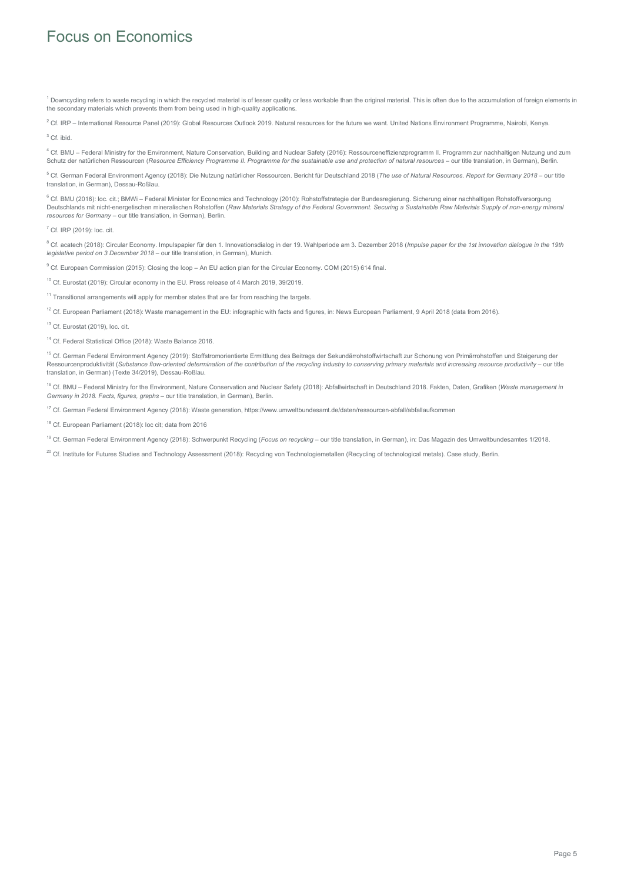[1] Downcycling refers to waste recycling in which the recycled material is of lesser quality or less workable than the original material. This is often due to the accumulation of foreign elements in the secondary materials which prevents them from being used in high-quality applications.

[2] Cf. IRP – International Resource Panel (2019): Global Resources Outlook 2019. Natural resources for the future we want. United Nations Environment Programme, Nairobi, Kenya.

[3] Cf. ibid.

[4] Cf. BMU – Federal Ministry for the Environment, Nature Conservation, Building and Nuclear Safety (2016): Ressourceneffizienzprogramm II. Programm zur nachhaltigen Nutzung und zum Schutz der natürlichen Ressourcen (*Resource Efficiency Programme II. Programme for the sustainable use and protection of natural resources* – our title translation, in German), Berlin.

[5] Cf. German Federal Environment Agency (2018): Die Nutzung natürlicher Ressourcen. Bericht für Deutschland 2018 (*The use of Natural Resources. Report for Germany 2018* – our title translation, in German), Dessau-Roßlau.

[6] Cf. BMU (2016): loc. cit.; BMWi – Federal Minister for Economics and Technology (2010): Rohstoffstrategie der Bundesregierung. Sicherung einer nachhaltigen Rohstoffversorgung Deutschlands mit nicht-energetischen mineralischen Rohstoffen (*Raw Materials Strategy of the Federal Government. Securing a Sustainable Raw Materials Supply of non-energy mineral resources for Germany* – our title translation, in German), Berlin.

[7] Cf. IRP (2019): loc. cit.

[8] Cf. acatech (2018): Circular Economy. Impulspapier für den 1. Innovationsdialog in der 19. Wahlperiode am 3. Dezember 2018 (*Impulse paper for the 1st innovation dialogue in the 19th legislative period on 3 December 2018* – our title translation, in German), Munich.

[9] Cf. European Commission (2015): Closing the loop – An EU action plan for the Circular Economy. COM (2015) 614 final.

[10] Cf. Eurostat (2019): Circular economy in the EU. Press release of 4 March 2019, 39/2019.

[11] Transitional arrangements will apply for member states that are far from reaching the targets.

[12] Cf. European Parliament (2018): Waste management in the EU: infographic with facts and figures, in: News European Parliament, 9 April 2018 (data from 2016).

[13] Cf. Eurostat (2019), loc. cit.

[14] Cf. Federal Statistical Office (2018): Waste Balance 2016.

[15] Cf. German Federal Environment Agency (2019): Stoffstromorientierte Ermittlung des Beitrags der Sekundärrohstoffwirtschaft zur Schonung von Primärrohstoffen und Steigerung der Ressourcenproduktivität (*Substance flow-oriented determination of the contribution of the recycling industry to conserving primary materials and increasing resource productivity* – our title translation, in German) (Texte 34/2019), Dessau-Roßlau.

[16] Cf. BMU – Federal Ministry for the Environment, Nature Conservation and Nuclear Safety (2018): Abfallwirtschaft in Deutschland 2018. Fakten, Daten, Grafiken (*Waste management in Germany in 2018. Facts, figures, graphs* – our title translation, in German), Berlin.

[17] Cf. German Federal Environment Agency (2018): Waste generation, https://www.umweltbundesamt.de/daten/ressourcen-abfall/abfallaufkommen

[18] Cf. European Parliament (2018): loc cit; data from 2016

[19] Cf. German Federal Environment Agency (2018): Schwerpunkt Recycling (*Focus on recycling* – our title translation, in German), in: Das Magazin des Umweltbundesamtes 1/2018.

[20] Cf. Institute for Futures Studies and Technology Assessment (2018): Recycling von Technologiemetallen (Recycling of technological metals). Case study, Berlin.